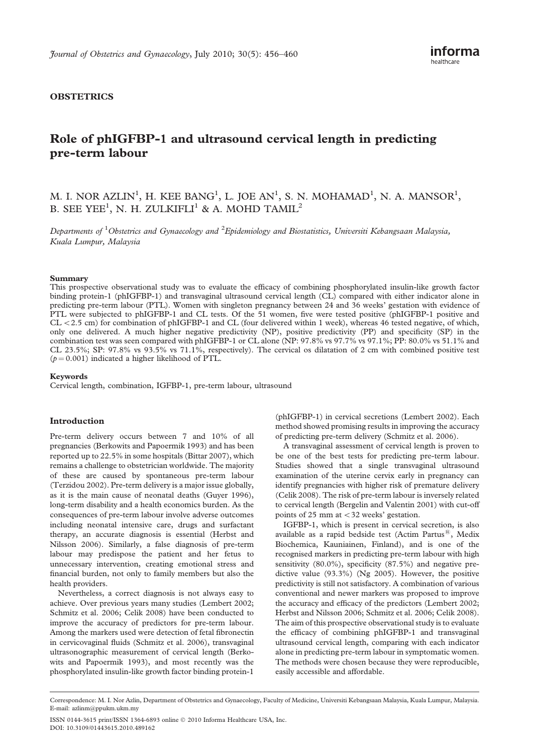**OBSTETRICS**

# Role of phIGFBP-1 and ultrasound cervical length in predicting pre-term labour

M. I. NOR AZLIN[1], H. KEE BANG[1], L. JOE AN[1], S. N. MOHAMAD[1], N. A. MANSOR[1], B. SEE YEE[1], N. H. ZULKIFLI[1] & A. MOHD TAMIL[2]

*Departments of [1]Obstetrics and Gynaecology and [2]Epidemiology and Biostatistics, Universiti Kebangsaan Malaysia, Kuala Lumpur, Malaysia*

### Summary

This prospective observational study was to evaluate the efficacy of combining phosphorylated insulin-like growth factor binding protein-1 (phIGFBP-1) and transvaginal ultrasound cervical length (CL) compared with either indicator alone in predicting pre-term labour (PTL). Women with singleton pregnancy between 24 and 36 weeks' gestation with evidence of PTL were subjected to phIGFBP-1 and CL tests. Of the 51 women, five were tested positive (phIGFBP-1 positive and CL <2.5 cm) for combination of phIGFBP-1 and CL (four delivered within 1 week), whereas 46 tested negative, of which, only one delivered. A much higher negative predictivity (NP), positive predictivity (PP) and specificity (SP) in the combination test was seen compared with phIGFBP-1 or CL alone (NP: 97.8% vs 97.7% vs 97.1%; PP: 80.0% vs 51.1% and CL 23.5%; SP: 97.8% vs 93.5% vs 71.1%, respectively). The cervical os dilatation of 2 cm with combined positive test ($p = 0.001$) indicated a higher likelihood of PTL.

### Keywords

Cervical length, combination, IGFBP-1, pre-term labour, ultrasound

## Introduction

Pre-term delivery occurs between 7 and 10% of all pregnancies (Berkowits and Papoermik 1993) and has been reported up to 22.5% in some hospitals (Bittar 2007), which remains a challenge to obstetrician worldwide. The majority of these are caused by spontaneous pre-term labour (Terzidou 2002). Pre-term delivery is a major issue globally, as it is the main cause of neonatal deaths (Guyer 1996), long-term disability and a health economics burden. As the consequences of pre-term labour involve adverse outcomes including neonatal intensive care, drugs and surfactant therapy, an accurate diagnosis is essential (Herbst and Nilsson 2006). Similarly, a false diagnosis of pre-term labour may predispose the patient and her fetus to unnecessary intervention, creating emotional stress and financial burden, not only to family members but also the health providers.

Nevertheless, a correct diagnosis is not always easy to achieve. Over previous years many studies (Lembert 2002; Schmitz et al. 2006; Celik 2008) have been conducted to improve the accuracy of predictors for pre-term labour. Among the markers used were detection of fetal fibronectin in cervicovaginal fluids (Schmitz et al. 2006), transvaginal ultrasonographic measurement of cervical length (Berkowits and Papoermik 1993), and most recently was the phosphorylated insulin-like growth factor binding protein-1 (phIGFBP-1) in cervical secretions (Lembert 2002). Each method showed promising results in improving the accuracy of predicting pre-term delivery (Schmitz et al. 2006).

A transvaginal assessment of cervical length is proven to be one of the best tests for predicting pre-term labour. Studies showed that a single transvaginal ultrasound examination of the uterine cervix early in pregnancy can identify pregnancies with higher risk of premature delivery (Celik 2008). The risk of pre-term labour is inversely related to cervical length (Bergelin and Valentin 2001) with cut-off points of 25 mm at <32 weeks' gestation.

IGFBP-1, which is present in cervical secretion, is also available as a rapid bedside test (Actim Partus®, Medix Biochemica, Kauniainen, Finland), and is one of the recognised markers in predicting pre-term labour with high sensitivity (80.0%), specificity (87.5%) and negative predictive value (93.3%) (Ng 2005). However, the positive predictivity is still not satisfactory. A combination of various conventional and newer markers was proposed to improve the accuracy and efficacy of the predictors (Lembert 2002; Herbst and Nilsson 2006; Schmitz et al. 2006; Celik 2008). The aim of this prospective observational study is to evaluate the efficacy of combining phIGFBP-1 and transvaginal ultrasound cervical length, comparing with each indicator alone in predicting pre-term labour in symptomatic women. The methods were chosen because they were reproducible, easily accessible and affordable.

Correspondence: M. I. Nor Azlin, Department of Obstetrics and Gynaecology, Faculty of Medicine, Universiti Kebangsaan Malaysia, Kuala Lumpur, Malaysia. E-mail: azlinm@ppukm.ukm.my

ISSN 0144-3615 print/ISSN 1364-6893 online © 2010 Informa Healthcare USA, Inc.
DOI: 10.3109/01443615.2010.489162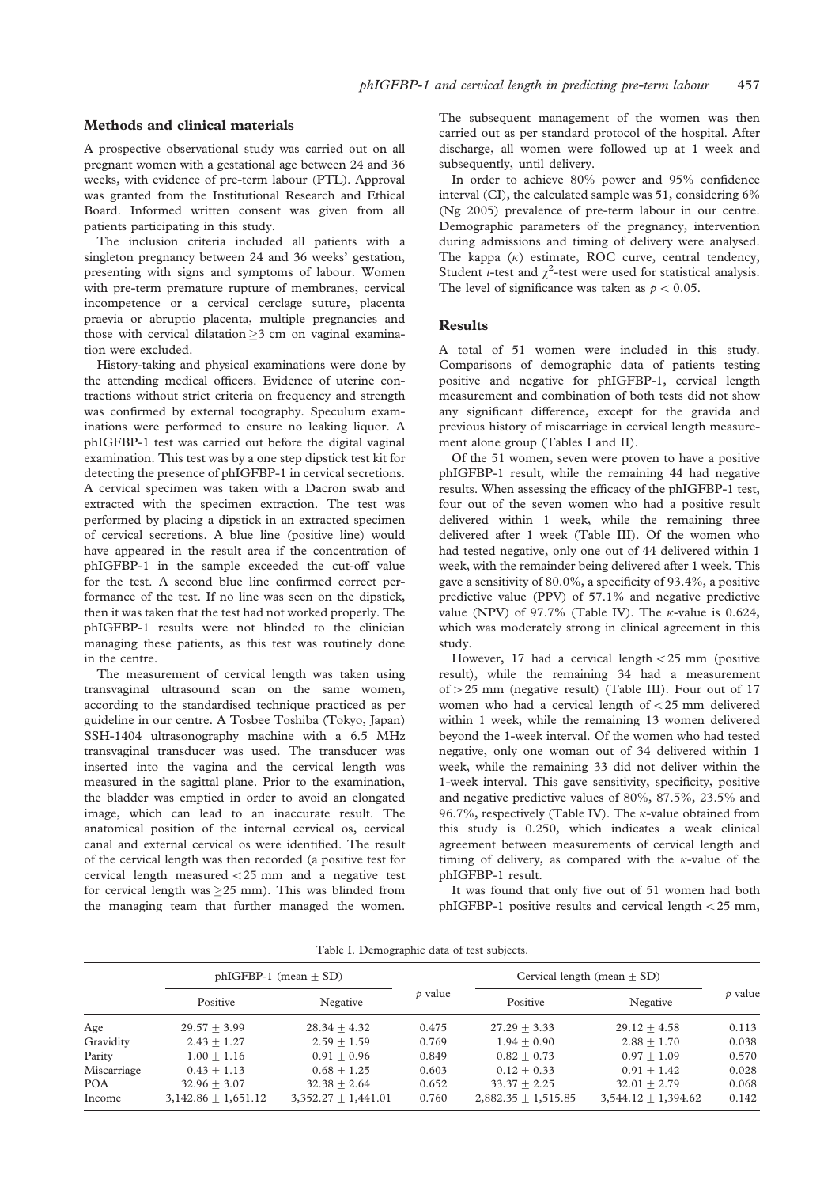## Methods and clinical materials

A prospective observational study was carried out on all pregnant women with a gestational age between 24 and 36 weeks, with evidence of pre-term labour (PTL). Approval was granted from the Institutional Research and Ethical Board. Informed written consent was given from all patients participating in this study.

The inclusion criteria included all patients with a singleton pregnancy between 24 and 36 weeks' gestation, presenting with signs and symptoms of labour. Women with pre-term premature rupture of membranes, cervical incompetence or a cervical cerclage suture, placenta praevia or abruptio placenta, multiple pregnancies and those with cervical dilatation $\geq$3 cm on vaginal examination were excluded.

History-taking and physical examinations were done by the attending medical officers. Evidence of uterine contractions without strict criteria on frequency and strength was confirmed by external tocography. Speculum examinations were performed to ensure no leaking liquor. A phIGFBP-1 test was carried out before the digital vaginal examination. This test was by a one step dipstick test kit for detecting the presence of phIGFBP-1 in cervical secretions. A cervical specimen was taken with a Dacron swab and extracted with the specimen extraction. The test was performed by placing a dipstick in an extracted specimen of cervical secretions. A blue line (positive line) would have appeared in the result area if the concentration of phIGFBP-1 in the sample exceeded the cut-off value for the test. A second blue line confirmed correct performance of the test. If no line was seen on the dipstick, then it was taken that the test had not worked properly. The phIGFBP-1 results were not blinded to the clinician managing these patients, as this test was routinely done in the centre.

The measurement of cervical length was taken using transvaginal ultrasound scan on the same women, according to the standardised technique practiced as per guideline in our centre. A Tosbee Toshiba (Tokyo, Japan) SSH-1404 ultrasonography machine with a 6.5 MHz transvaginal transducer was used. The transducer was inserted into the vagina and the cervical length was measured in the sagittal plane. Prior to the examination, the bladder was emptied in order to avoid an elongated image, which can lead to an inaccurate result. The anatomical position of the internal cervical os, cervical canal and external cervical os were identified. The result of the cervical length was then recorded (a positive test for cervical length measured <25 mm and a negative test for cervical length was $\geq$25 mm). This was blinded from the managing team that further managed the women. The subsequent management of the women was then carried out as per standard protocol of the hospital. After discharge, all women were followed up at 1 week and subsequently, until delivery.

In order to achieve 80% power and 95% confidence interval (CI), the calculated sample was 51, considering 6% (Ng 2005) prevalence of pre-term labour in our centre. Demographic parameters of the pregnancy, intervention during admissions and timing of delivery were analysed. The kappa ($\kappa$) estimate, ROC curve, central tendency, Student *t*-test and $\chi^2$-test were used for statistical analysis. The level of significance was taken as $p < 0.05$.

## Results

A total of 51 women were included in this study. Comparisons of demographic data of patients testing positive and negative for phIGFBP-1, cervical length measurement and combination of both tests did not show any significant difference, except for the gravida and previous history of miscarriage in cervical length measurement alone group (Tables I and II).

Of the 51 women, seven were proven to have a positive phIGFBP-1 result, while the remaining 44 had negative results. When assessing the efficacy of the phIGFBP-1 test, four out of the seven women who had a positive result delivered within 1 week, while the remaining three delivered after 1 week (Table III). Of the women who had tested negative, only one out of 44 delivered within 1 week, with the remainder being delivered after 1 week. This gave a sensitivity of 80.0%, a specificity of 93.4%, a positive predictive value (PPV) of 57.1% and negative predictive value (NPV) of 97.7% (Table IV). The $\kappa$-value is 0.624, which was moderately strong in clinical agreement in this study.

However, 17 had a cervical length <25 mm (positive result), while the remaining 34 had a measurement of >25 mm (negative result) (Table III). Four out of 17 women who had a cervical length of <25 mm delivered within 1 week, while the remaining 13 women delivered beyond the 1-week interval. Of the women who had tested negative, only one woman out of 34 delivered within 1 week, while the remaining 33 did not deliver within the 1-week interval. This gave sensitivity, specificity, positive and negative predictive values of 80%, 87.5%, 23.5% and 96.7%, respectively (Table IV). The $\kappa$-value obtained from this study is 0.250, which indicates a weak clinical agreement between measurements of cervical length and timing of delivery, as compared with the $\kappa$-value of the phIGFBP-1 result.

It was found that only five out of 51 women had both phIGFBP-1 positive results and cervical length <25 mm,

Table I. Demographic data of test subjects.

| | phIGFBP-1 (mean ± SD) | | *p* value | Cervical length (mean ± SD) | | *p* value |
|---|---|---|---|---|---|---|
| | Positive | Negative | | Positive | Negative | |
| Age | 29.57 ± 3.99 | 28.34 ± 4.32 | 0.475 | 27.29 ± 3.33 | 29.12 ± 4.58 | 0.113 |
| Gravidity | 2.43 ± 1.27 | 2.59 ± 1.59 | 0.769 | 1.94 ± 0.90 | 2.88 ± 1.70 | 0.038 |
| Parity | 1.00 ± 1.16 | 0.91 ± 0.96 | 0.849 | 0.82 ± 0.73 | 0.97 ± 1.09 | 0.570 |
| Miscarriage | 0.43 ± 1.13 | 0.68 ± 1.25 | 0.603 | 0.12 ± 0.33 | 0.91 ± 1.42 | 0.028 |
| POA | 32.96 ± 3.07 | 32.38 ± 2.64 | 0.652 | 33.37 ± 2.25 | 32.01 ± 2.79 | 0.068 |
| Income | 3,142.86 ± 1,651.12 | 3,352.27 ± 1,441.01 | 0.760 | 2,882.35 ± 1,515.85 | 3,544.12 ± 1,394.62 | 0.142 |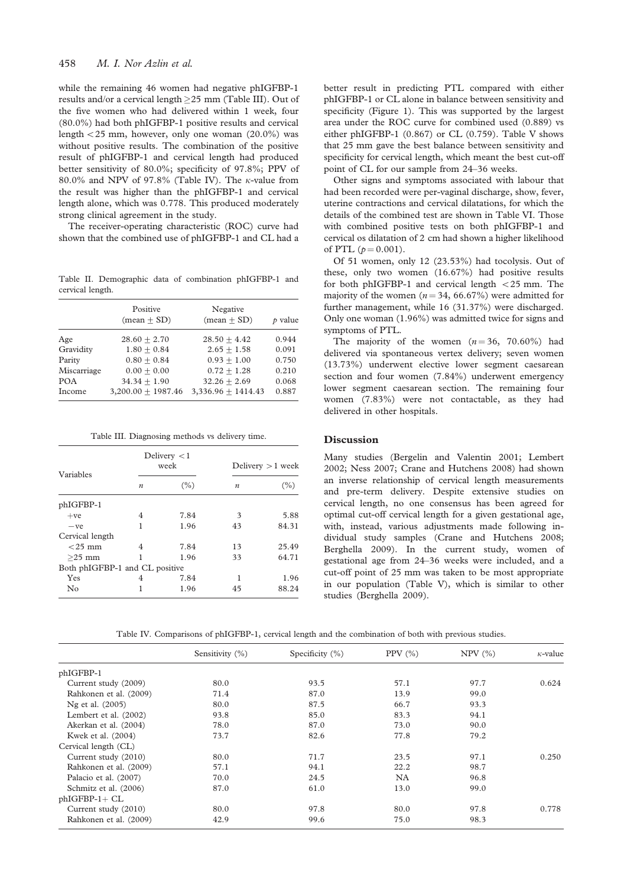while the remaining 46 women had negative phIGFBP-1 results and/or a cervical length ≥25 mm (Table III). Out of the five women who had delivered within 1 week, four (80.0%) had both phIGFBP-1 positive results and cervical length <25 mm, however, only one woman (20.0%) was without positive results. The combination of the positive result of phIGFBP-1 and cervical length had produced better sensitivity of 80.0%; specificity of 97.8%; PPV of 80.0% and NPV of 97.8% (Table IV). The $\kappa$-value from the result was higher than the phIGFBP-1 and cervical length alone, which was 0.778. This produced moderately strong clinical agreement in the study.

The receiver-operating characteristic (ROC) curve had shown that the combined use of phIGFBP-1 and CL had a better result in predicting PTL compared with either phIGFBP-1 or CL alone in balance between sensitivity and specificity (Figure 1). This was supported by the largest area under the ROC curve for combined used (0.889) vs either phIGFBP-1 (0.867) or CL (0.759). Table V shows that 25 mm gave the best balance between sensitivity and specificity for cervical length, which meant the best cut-off point of CL for our sample from 24–36 weeks.

Other signs and symptoms associated with labour that had been recorded were per-vaginal discharge, show, fever, uterine contractions and cervical dilatations, for which the details of the combined test are shown in Table VI. Those with combined positive tests on both phIGFBP-1 and cervical os dilatation of 2 cm had shown a higher likelihood of PTL ($p = 0.001$).

Of 51 women, only 12 (23.53%) had tocolysis. Out of these, only two women (16.67%) had positive results for both phIGFBP-1 and cervical length <25 mm. The majority of the women ($n = 34$, 66.67%) were admitted for further management, while 16 (31.37%) were discharged. Only one woman (1.96%) was admitted twice for signs and symptoms of PTL.

The majority of the women ($n = 36$, 70.60%) had delivered via spontaneous vertex delivery; seven women (13.73%) underwent elective lower segment caesarean section and four women (7.84%) underwent emergency lower segment caesarean section. The remaining four women (7.83%) were not contactable, as they had delivered in other hospitals.

Table II. Demographic data of combination phIGFBP-1 and cervical length.

| | Positive (mean ± SD) | Negative (mean ± SD) | $p$ value |
|---|---|---|---|
| Age | 28.60 ± 2.70 | 28.50 ± 4.42 | 0.944 |
| Gravidity | 1.80 ± 0.84 | 2.65 ± 1.58 | 0.091 |
| Parity | 0.80 ± 0.84 | 0.93 ± 1.00 | 0.750 |
| Miscarriage | 0.00 ± 0.00 | 0.72 ± 1.28 | 0.210 |
| POA | 34.34 ± 1.90 | 32.26 ± 2.69 | 0.068 |
| Income | 3,200.00 ± 1987.46 | 3,336.96 ± 1414.43 | 0.887 |

Table III. Diagnosing methods vs delivery time.

| Variables | Delivery <1 week | | Delivery >1 week | |
|---|---|---|---|---|
| | $n$ | (%) | $n$ | (%) |
| phIGFBP-1 | | | | |
| +ve | 4 | 7.84 | 3 | 5.88 |
| −ve | 1 | 1.96 | 43 | 84.31 |
| Cervical length | | | | |
| <25 mm | 4 | 7.84 | 13 | 25.49 |
| ≥25 mm | 1 | 1.96 | 33 | 64.71 |
| Both phIGFBP-1 and CL positive | | | | |
| Yes | 4 | 7.84 | 1 | 1.96 |
| No | 1 | 1.96 | 45 | 88.24 |

## Discussion

Many studies (Bergelin and Valentin 2001; Lembert 2002; Ness 2007; Crane and Hutchens 2008) had shown an inverse relationship of cervical length measurements and pre-term delivery. Despite extensive studies on cervical length, no one consensus has been agreed for optimal cut-off cervical length for a given gestational age, with, instead, various adjustments made following individual study samples (Crane and Hutchens 2008; Berghella 2009). In the current study, women of gestational age from 24–36 weeks were included, and a cut-off point of 25 mm was taken to be most appropriate in our population (Table V), which is similar to other studies (Berghella 2009).

Table IV. Comparisons of phIGFBP-1, cervical length and the combination of both with previous studies.

| | Sensitivity (%) | Specificity (%) | PPV (%) | NPV (%) | $\kappa$-value |
|---|---|---|---|---|---|
| phIGFBP-1 | | | | | |
| Current study (2009) | 80.0 | 93.5 | 57.1 | 97.7 | 0.624 |
| Rahkonen et al. (2009) | 71.4 | 87.0 | 13.9 | 99.0 | |
| Ng et al. (2005) | 80.0 | 87.5 | 66.7 | 93.3 | |
| Lembert et al. (2002) | 93.8 | 85.0 | 83.3 | 94.1 | |
| Akerkan et al. (2004) | 78.0 | 87.0 | 73.0 | 90.0 | |
| Kwek et al. (2004) | 73.7 | 82.6 | 77.8 | 79.2 | |
| Cervical length (CL) | | | | | |
| Current study (2010) | 80.0 | 71.7 | 23.5 | 97.1 | 0.250 |
| Rahkonen et al. (2009) | 57.1 | 94.1 | 22.2 | 98.7 | |
| Palacio et al. (2007) | 70.0 | 24.5 | NA | 96.8 | |
| Schmitz et al. (2006) | 87.0 | 61.0 | 13.0 | 99.0 | |
| phIGFBP-1+ CL | | | | | |
| Current study (2010) | 80.0 | 97.8 | 80.0 | 97.8 | 0.778 |
| Rahkonen et al. (2009) | 42.9 | 99.6 | 75.0 | 98.3 | |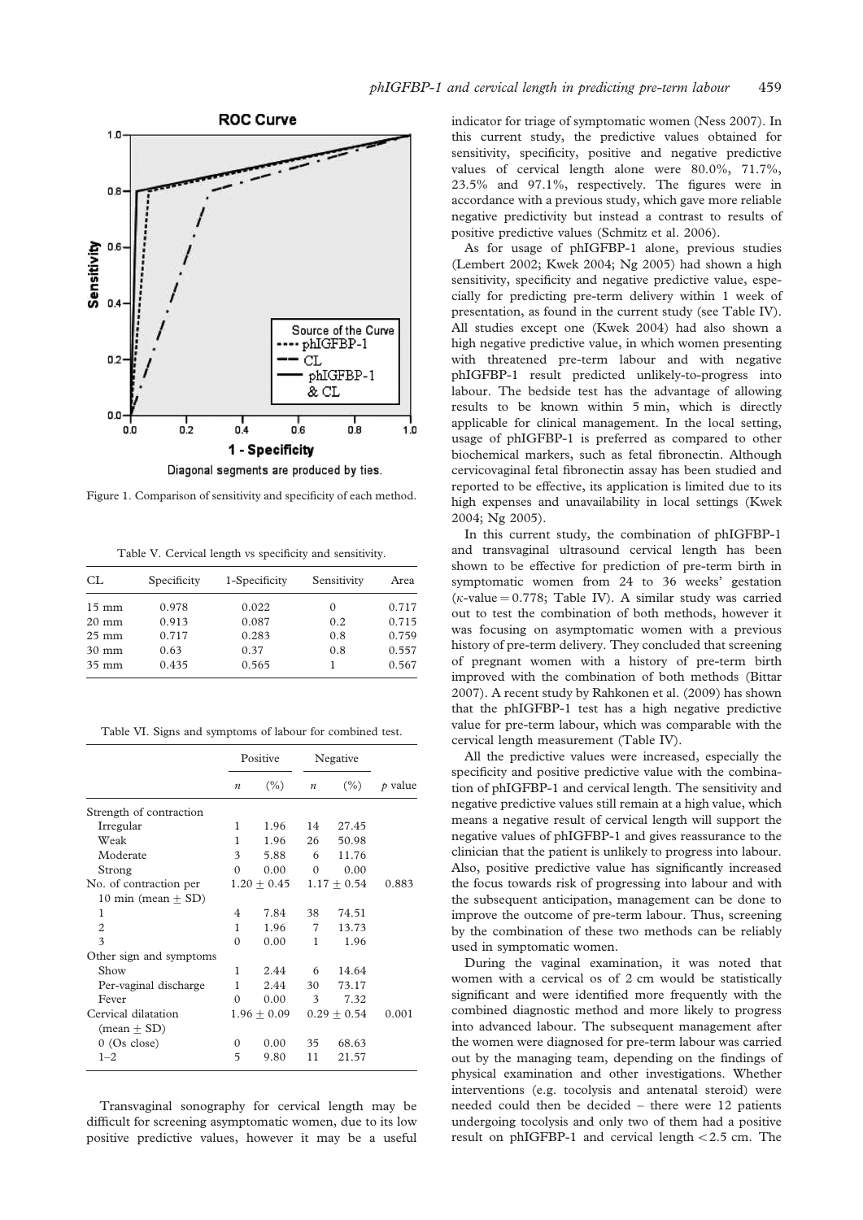Figure 1. Comparison of sensitivity and specificity of each method.

Table V. Cervical length vs specificity and sensitivity.

| CL | Specificity | 1-Specificity | Sensitivity | Area |
|---|---|---|---|---|
| 15 mm | 0.978 | 0.022 | 0 | 0.717 |
| 20 mm | 0.913 | 0.087 | 0.2 | 0.715 |
| 25 mm | 0.717 | 0.283 | 0.8 | 0.759 |
| 30 mm | 0.63 | 0.37 | 0.8 | 0.557 |
| 35 mm | 0.435 | 0.565 | 1 | 0.567 |

Table VI. Signs and symptoms of labour for combined test.

| | Positive | | Negative | | |
|---|---|---|---|---|---|
| | $n$ | (%) | $n$ | (%) | $p$ value |
| Strength of contraction | | | | | |
| Irregular | 1 | 1.96 | 14 | 27.45 | |
| Weak | 1 | 1.96 | 26 | 50.98 | |
| Moderate | 3 | 5.88 | 6 | 11.76 | |
| Strong | 0 | 0.00 | 0 | 0.00 | |
| No. of contraction per 10 min (mean ± SD) | 1.20 ± 0.45 | | 1.17 ± 0.54 | | 0.883 |
| 1 | 4 | 7.84 | 38 | 74.51 | |
| 2 | 1 | 1.96 | 7 | 13.73 | |
| 3 | 0 | 0.00 | 1 | 1.96 | |
| Other sign and symptoms | | | | | |
| Show | 1 | 2.44 | 6 | 14.64 | |
| Per-vaginal discharge | 1 | 2.44 | 30 | 73.17 | |
| Fever | 0 | 0.00 | 3 | 7.32 | |
| Cervical dilatation (mean ± SD) | 1.96 ± 0.09 | | 0.29 ± 0.54 | | 0.001 |
| 0 (Os close) | 0 | 0.00 | 35 | 68.63 | |
| 1–2 | 5 | 9.80 | 11 | 21.57 | |

Transvaginal sonography for cervical length may be difficult for screening asymptomatic women, due to its low positive predictive values, however it may be a useful indicator for triage of symptomatic women (Ness 2007). In this current study, the predictive values obtained for sensitivity, specificity, positive and negative predictive values of cervical length alone were 80.0%, 71.7%, 23.5% and 97.1%, respectively. The figures were in accordance with a previous study, which gave more reliable negative predictivity but instead a contrast to results of positive predictive values (Schmitz et al. 2006).

As for usage of phIGFBP-1 alone, previous studies (Lembert 2002; Kwek 2004; Ng 2005) had shown a high sensitivity, specificity and negative predictive value, especially for predicting pre-term delivery within 1 week of presentation, as found in the current study (see Table IV). All studies except one (Kwek 2004) had also shown a high negative predictive value, in which women presenting with threatened pre-term labour and with negative phIGFBP-1 result predicted unlikely-to-progress into labour. The bedside test has the advantage of allowing results to be known within 5 min, which is directly applicable for clinical management. In the local setting, usage of phIGFBP-1 is preferred as compared to other biochemical markers, such as fetal fibronectin. Although cervicovaginal fetal fibronectin assay has been studied and reported to be effective, its application is limited due to its high expenses and unavailability in local settings (Kwek 2004; Ng 2005).

In this current study, the combination of phIGFBP-1 and transvaginal ultrasound cervical length has been shown to be effective for prediction of pre-term birth in symptomatic women from 24 to 36 weeks' gestation ($\kappa$-value = 0.778; Table IV). A similar study was carried out to test the combination of both methods, however it was focusing on asymptomatic women with a previous history of pre-term delivery. They concluded that screening of pregnant women with a history of pre-term birth improved with the combination of both methods (Bittar 2007). A recent study by Rahkonen et al. (2009) has shown that the phIGFBP-1 test has a high negative predictive value for pre-term labour, which was comparable with the cervical length measurement (Table IV).

All the predictive values were increased, especially the specificity and positive predictive value with the combination of phIGFBP-1 and cervical length. The sensitivity and negative predictive values still remain at a high value, which means a negative result of cervical length will support the negative values of phIGFBP-1 and gives reassurance to the clinician that the patient is unlikely to progress into labour. Also, positive predictive value has significantly increased the focus towards risk of progressing into labour and with the subsequent anticipation, management can be done to improve the outcome of pre-term labour. Thus, screening by the combination of these two methods can be reliably used in symptomatic women.

During the vaginal examination, it was noted that women with a cervical os of 2 cm would be statistically significant and were identified more frequently with the combined diagnostic method and more likely to progress into advanced labour. The subsequent management after the women were diagnosed for pre-term labour was carried out by the managing team, depending on the findings of physical examination and other investigations. Whether interventions (e.g. tocolysis and antenatal steroid) were needed could then be decided – there were 12 patients undergoing tocolysis and only two of them had a positive result on phIGFBP-1 and cervical length < 2.5 cm. The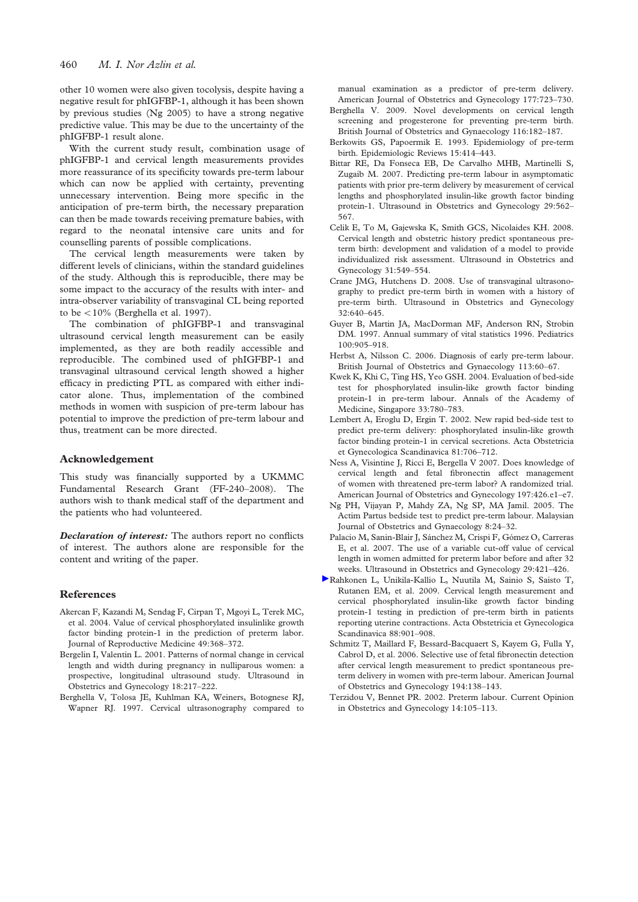other 10 women were also given tocolysis, despite having a negative result for phIGFBP-1, although it has been shown by previous studies (Ng 2005) to have a strong negative predictive value. This may be due to the uncertainty of the phIGFBP-1 result alone.

With the current study result, combination usage of phIGFBP-1 and cervical length measurements provides more reassurance of its specificity towards pre-term labour which can now be applied with certainty, preventing unnecessary intervention. Being more specific in the anticipation of pre-term birth, the necessary preparation can then be made towards receiving premature babies, with regard to the neonatal intensive care units and for counselling parents of possible complications.

The cervical length measurements were taken by different levels of clinicians, within the standard guidelines of the study. Although this is reproducible, there may be some impact to the accuracy of the results with inter- and intra-observer variability of transvaginal CL being reported to be $<10\%$ (Berghella et al. 1997).

The combination of phIGFBP-1 and transvaginal ultrasound cervical length measurement can be easily implemented, as they are both readily accessible and reproducible. The combined used of phIGFBP-1 and transvaginal ultrasound cervical length showed a higher efficacy in predicting PTL as compared with either indicator alone. Thus, implementation of the combined methods in women with suspicion of pre-term labour has potential to improve the prediction of pre-term labour and thus, treatment can be more directed.

## Acknowledgement

This study was financially supported by a UKMMC Fundamental Research Grant (FF-240–2008). The authors wish to thank medical staff of the department and the patients who had volunteered.

***Declaration of interest:*** The authors report no conflicts of interest. The authors alone are responsible for the content and writing of the paper.

## References

Akercan F, Kazandi M, Sendag F, Cirpan T, Mgoyi L, Terek MC, et al. 2004. Value of cervical phosphorylated insulinlike growth factor binding protein-1 in the prediction of preterm labor. Journal of Reproductive Medicine 49:368–372.

Bergelin I, Valentin L. 2001. Patterns of normal change in cervical length and width during pregnancy in nulliparous women: a prospective, longitudinal ultrasound study. Ultrasound in Obstetrics and Gynecology 18:217–222.

Berghella V, Tolosa JE, Kuhlman KA, Weiners, Botognese RJ, Wapner RJ. 1997. Cervical ultrasonography compared to manual examination as a predictor of pre-term delivery. American Journal of Obstetrics and Gynecology 177:723–730.

Berghella V. 2009. Novel developments on cervical length screening and progesterone for preventing pre-term birth. British Journal of Obstetrics and Gynaecology 116:182–187.

Berkowits GS, Papoermik E. 1993. Epidemiology of pre-term birth. Epidemiologic Reviews 15:414–443.

Bittar RE, Da Fonseca EB, De Carvalho MHB, Martinelli S, Zugaib M. 2007. Predicting pre-term labour in asymptomatic patients with prior pre-term delivery by measurement of cervical lengths and phosphorylated insulin-like growth factor binding protein-1. Ultrasound in Obstetrics and Gynecology 29:562–567.

Celik E, To M, Gajewska K, Smith GCS, Nicolaides KH. 2008. Cervical length and obstetric history predict spontaneous pre-term birth: development and validation of a model to provide individualized risk assessment. Ultrasound in Obstetrics and Gynecology 31:549–554.

Crane JMG, Hutchens D. 2008. Use of transvaginal ultrasonography to predict pre-term birth in women with a history of pre-term birth. Ultrasound in Obstetrics and Gynecology 32:640–645.

Guyer B, Martin JA, MacDorman MF, Anderson RN, Strobin DM. 1997. Annual summary of vital statistics 1996. Pediatrics 100:905–918.

Herbst A, Nilsson C. 2006. Diagnosis of early pre-term labour. British Journal of Obstetrics and Gynaecology 113:60–67.

Kwek K, Khi C, Ting HS, Yeo GSH. 2004. Evaluation of bed-side test for phosphorylated insulin-like growth factor binding protein-1 in pre-term labour. Annals of the Academy of Medicine, Singapore 33:780–783.

Lembert A, Eroglu D, Ergin T. 2002. New rapid bed-side test to predict pre-term delivery: phosphorylated insulin-like growth factor binding protein-1 in cervical secretions. Acta Obstetricia et Gynecologica Scandinavica 81:706–712.

Ness A, Visintine J, Ricci E, Bergella V 2007. Does knowledge of cervical length and fetal fibronectin affect management of women with threatened pre-term labor? A randomized trial. American Journal of Obstetrics and Gynecology 197:426.e1–e7.

Ng PH, Vijayan P, Mahdy ZA, Ng SP, MA Jamil. 2005. The Actim Partus bedside test to predict pre-term labour. Malaysian Journal of Obstetrics and Gynaecology 8:24–32.

Palacio M, Sanin-Blair J, Sánchez M, Crispi F, Gómez O, Carreras E, et al. 2007. The use of a variable cut-off value of cervical length in women admitted for preterm labor before and after 32 weeks. Ultrasound in Obstetrics and Gynecology 29:421–426.

Rahkonen L, Unikila-Kallio L, Nuutila M, Sainio S, Saisto T, Rutanen EM, et al. 2009. Cervical length measurement and cervical phosphorylated insulin-like growth factor binding protein-1 testing in prediction of pre-term birth in patients reporting uterine contractions. Acta Obstetricia et Gynecologica Scandinavica 88:901–908.

Schmitz T, Maillard F, Bessard-Bacquaert S, Kayem G, Fulla Y, Cabrol D, et al. 2006. Selective use of fetal fibronectin detection after cervical length measurement to predict spontaneous preterm delivery in women with pre-term labour. American Journal of Obstetrics and Gynecology 194:138–143.

Terzidou V, Bennet PR. 2002. Preterm labour. Current Opinion in Obstetrics and Gynecology 14:105–113.